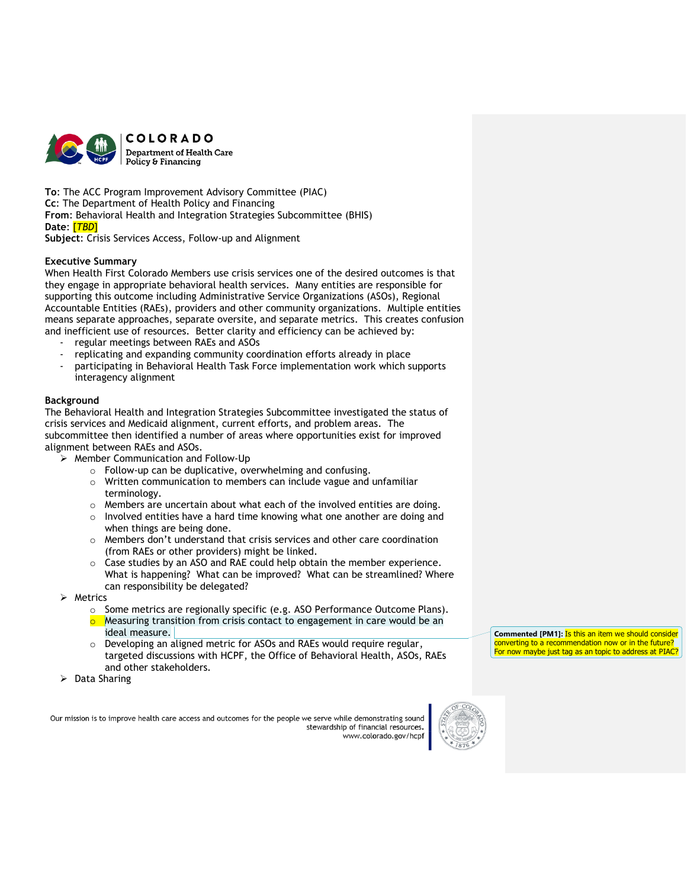**To**: The ACC Program Improvement Advisory Committee (PIAC)
**Cc**: The Department of Health Policy and Financing
**From**: Behavioral Health and Integration Strategies Subcommittee (BHIS)
**Date**: *[TBD]*
**Subject**: Crisis Services Access, Follow-up and Alignment

**Executive Summary**

When Health First Colorado Members use crisis services one of the desired outcomes is that they engage in appropriate behavioral health services. Many entities are responsible for supporting this outcome including Administrative Service Organizations (ASOs), Regional Accountable Entities (RAEs), providers and other community organizations. Multiple entities means separate approaches, separate oversite, and separate metrics. This creates confusion and inefficient use of resources. Better clarity and efficiency can be achieved by:

- regular meetings between RAEs and ASOs
- replicating and expanding community coordination efforts already in place
- participating in Behavioral Health Task Force implementation work which supports interagency alignment

**Background**

The Behavioral Health and Integration Strategies Subcommittee investigated the status of crisis services and Medicaid alignment, current efforts, and problem areas. The subcommittee then identified a number of areas where opportunities exist for improved alignment between RAEs and ASOs.

- Member Communication and Follow-Up
  - Follow-up can be duplicative, overwhelming and confusing.
  - Written communication to members can include vague and unfamiliar terminology.
  - Members are uncertain about what each of the involved entities are doing.
  - Involved entities have a hard time knowing what one another are doing and when things are being done.
  - Members don't understand that crisis services and other care coordination (from RAEs or other providers) might be linked.
  - Case studies by an ASO and RAE could help obtain the member experience. What is happening? What can be improved? What can be streamlined? Where can responsibility be delegated?
- Metrics
  - Some metrics are regionally specific (e.g. ASO Performance Outcome Plans).
  - Measuring transition from crisis contact to engagement in care would be an ideal measure.
  - Developing an aligned metric for ASOs and RAEs would require regular, targeted discussions with HCPF, the Office of Behavioral Health, ASOs, RAEs and other stakeholders.
- Data Sharing

**Commented [PM1]:** Is this an item we should consider converting to a recommendation now or in the future? For now maybe just tag as an topic to address at PIAC?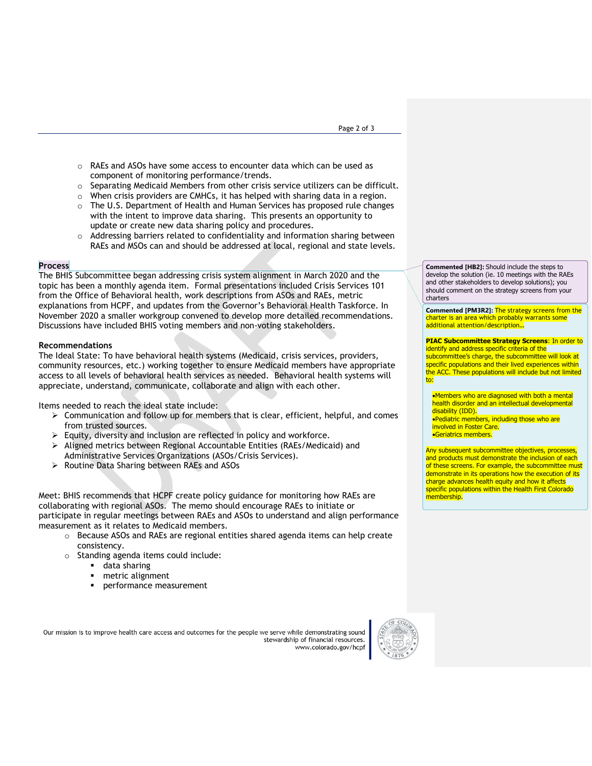- RAEs and ASOs have some access to encounter data which can be used as component of monitoring performance/trends.
- Separating Medicaid Members from other crisis service utilizers can be difficult.
- When crisis providers are CMHCs, it has helped with sharing data in a region.
- The U.S. Department of Health and Human Services has proposed rule changes with the intent to improve data sharing. This presents an opportunity to update or create new data sharing policy and procedures.
- Addressing barriers related to confidentiality and information sharing between RAEs and MSOs can and should be addressed at local, regional and state levels.

### Process

The BHIS Subcommittee began addressing crisis system alignment in March 2020 and the topic has been a monthly agenda item. Formal presentations included Crisis Services 101 from the Office of Behavioral health, work descriptions from ASOs and RAEs, metric explanations from HCPF, and updates from the Governor's Behavioral Health Taskforce. In November 2020 a smaller workgroup convened to develop more detailed recommendations. Discussions have included BHIS voting members and non-voting stakeholders.

### Recommendations

The Ideal State: To have behavioral health systems (Medicaid, crisis services, providers, community resources, etc.) working together to ensure Medicaid members have appropriate access to all levels of behavioral health services as needed. Behavioral health systems will appreciate, understand, communicate, collaborate and align with each other.

Items needed to reach the ideal state include:

- Communication and follow up for members that is clear, efficient, helpful, and comes from trusted sources.
- Equity, diversity and inclusion are reflected in policy and workforce.
- Aligned metrics between Regional Accountable Entities (RAEs/Medicaid) and Administrative Services Organizations (ASOs/Crisis Services).
- Routine Data Sharing between RAEs and ASOs

Meet: BHIS recommends that HCPF create policy guidance for monitoring how RAEs are collaborating with regional ASOs. The memo should encourage RAEs to initiate or participate in regular meetings between RAEs and ASOs to understand and align performance measurement as it relates to Medicaid members.

- Because ASOs and RAEs are regional entities shared agenda items can help create consistency.
- Standing agenda items could include:
  - data sharing
  - metric alignment
  - performance measurement

**Commented [HB2]:** Should include the steps to develop the solution (ie. 10 meetings with the RAEs and other stakeholders to develop solutions); you should comment on the strategy screens from your charters

**Commented [PM3R2]:** The strategy screens from the charter is an area which probably warrants some additional attention/description…

**PIAC Subcommittee Strategy Screens**: In order to identify and address specific criteria of the subcommittee's charge, the subcommittee will look at specific populations and their lived experiences within the ACC. These populations will include but not limited to:

- Members who are diagnosed with both a mental health disorder and an intellectual developmental disability (IDD).
- Pediatric members, including those who are involved in Foster Care.
- Geriatrics members.

Any subsequent subcommittee objectives, processes, and products must demonstrate the inclusion of each of these screens. For example, the subcommittee must demonstrate in its operations how the execution of its charge advances health equity and how it affects specific populations within the Health First Colorado membership.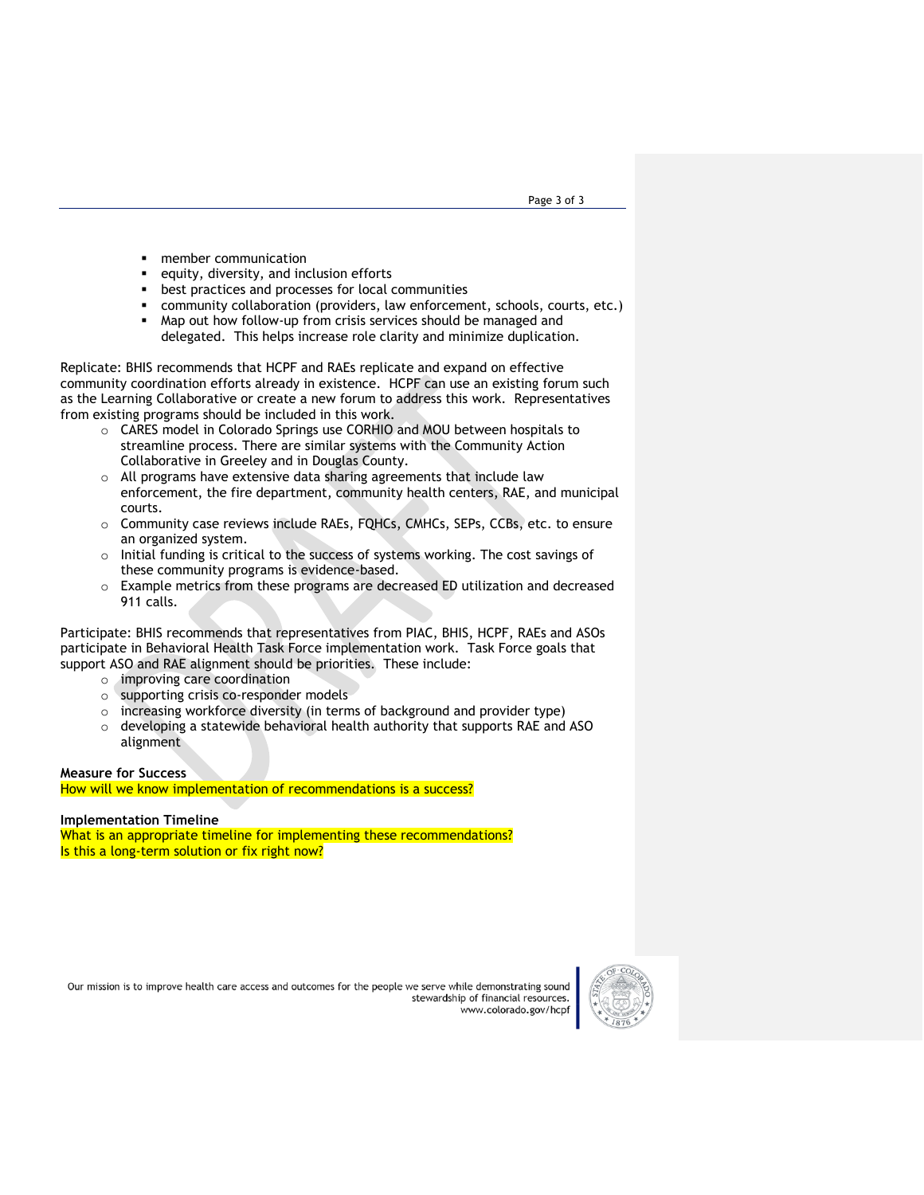- member communication
- equity, diversity, and inclusion efforts
- best practices and processes for local communities
- community collaboration (providers, law enforcement, schools, courts, etc.)
- Map out how follow-up from crisis services should be managed and delegated. This helps increase role clarity and minimize duplication.

Replicate: BHIS recommends that HCPF and RAEs replicate and expand on effective community coordination efforts already in existence. HCPF can use an existing forum such as the Learning Collaborative or create a new forum to address this work. Representatives from existing programs should be included in this work.

- CARES model in Colorado Springs use CORHIO and MOU between hospitals to streamline process. There are similar systems with the Community Action Collaborative in Greeley and in Douglas County.
- All programs have extensive data sharing agreements that include law enforcement, the fire department, community health centers, RAE, and municipal courts.
- Community case reviews include RAEs, FQHCs, CMHCs, SEPs, CCBs, etc. to ensure an organized system.
- Initial funding is critical to the success of systems working. The cost savings of these community programs is evidence-based.
- Example metrics from these programs are decreased ED utilization and decreased 911 calls.

Participate: BHIS recommends that representatives from PIAC, BHIS, HCPF, RAEs and ASOs participate in Behavioral Health Task Force implementation work. Task Force goals that support ASO and RAE alignment should be priorities. These include:

- improving care coordination
- supporting crisis co-responder models
- increasing workforce diversity (in terms of background and provider type)
- developing a statewide behavioral health authority that supports RAE and ASO alignment

**Measure for Success**

How will we know implementation of recommendations is a success?

**Implementation Timeline**

What is an appropriate timeline for implementing these recommendations?
Is this a long-term solution or fix right now?

Our mission is to improve health care access and outcomes for the people we serve while demonstrating sound stewardship of financial resources.
www.colorado.gov/hcpf